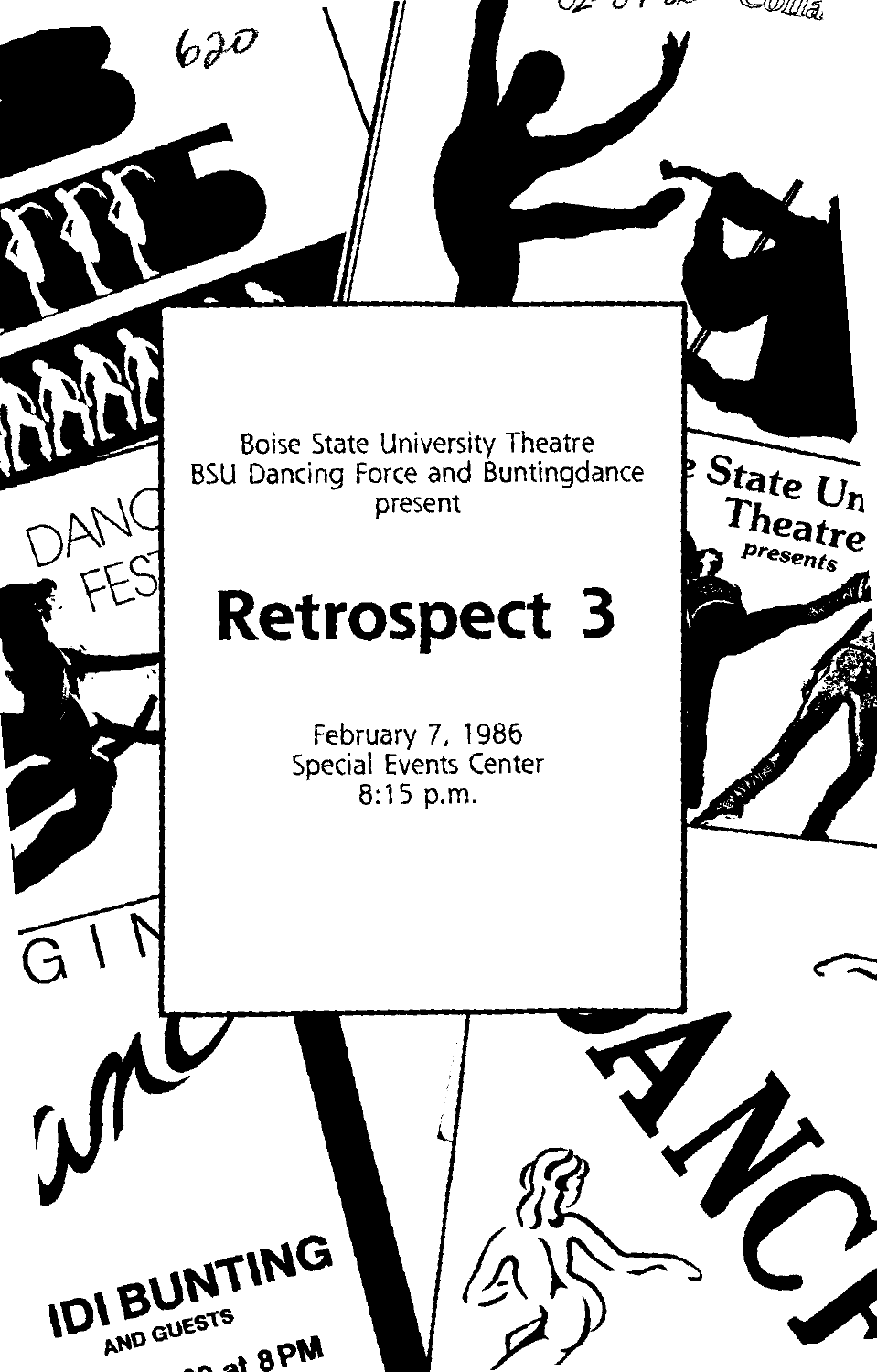Boise State University Theatre
BSU Dancing Force and Buntingdance
present

# Retrospect 3

February 7, 1986
Special Events Center
8:15 p.m.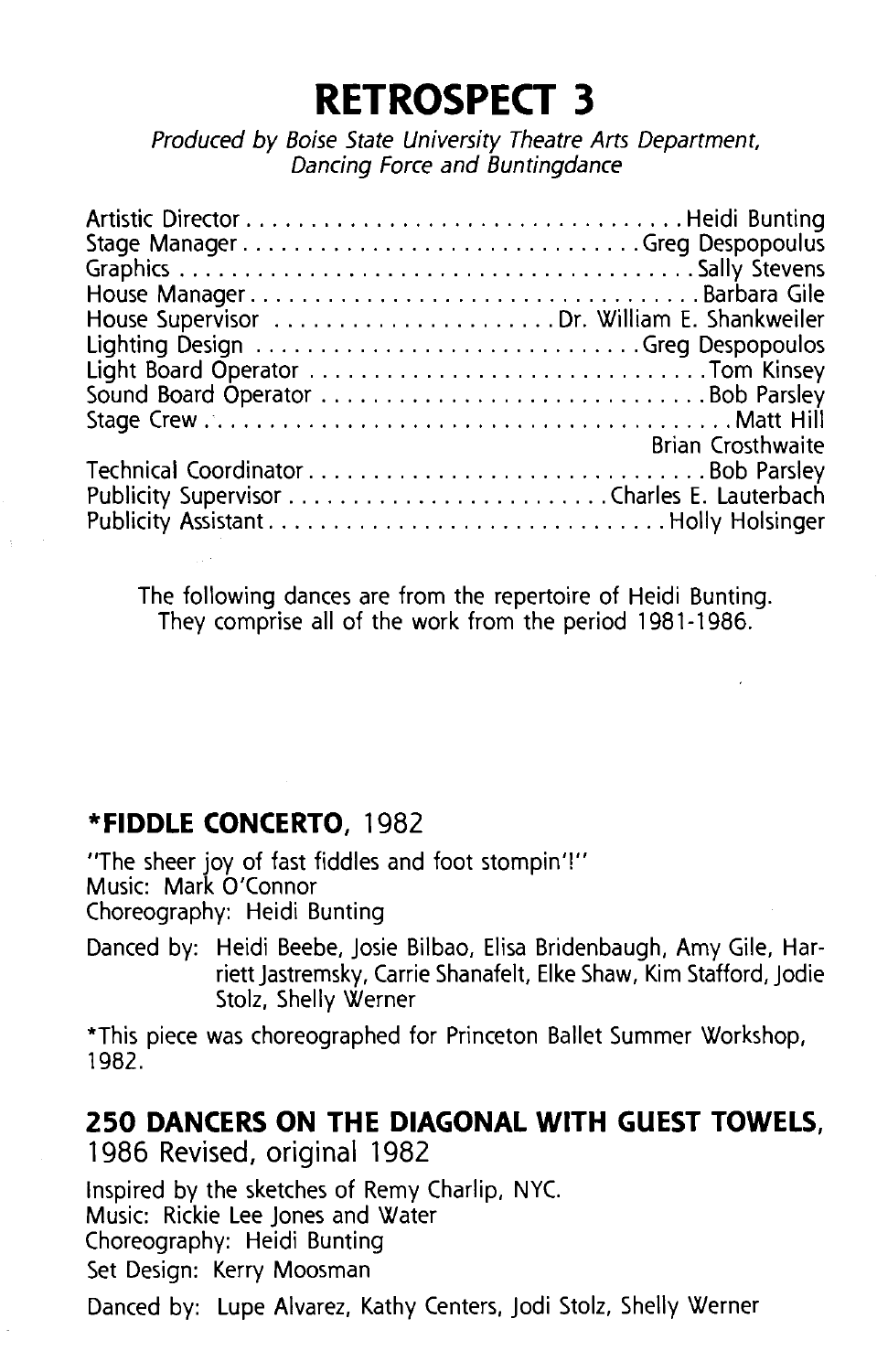# RETROSPECT 3

*Produced by Boise State University Theatre Arts Department, Dancing Force and Buntingdance*

| | |
|---|---|
| Artistic Director | Heidi Bunting |
| Stage Manager | Greg Despopoulus |
| Graphics | Sally Stevens |
| House Manager | Barbara Gile |
| House Supervisor | Dr. William E. Shankweiler |
| Lighting Design | Greg Despopoulos |
| Light Board Operator | Tom Kinsey |
| Sound Board Operator | Bob Parsley |
| Stage Crew | Matt Hill |
| | Brian Crosthwaite |
| Technical Coordinator | Bob Parsley |
| Publicity Supervisor | Charles E. Lauterbach |
| Publicity Assistant | Holly Holsinger |

The following dances are from the repertoire of Heidi Bunting. They comprise all of the work from the period 1981-1986.

## *FIDDLE CONCERTO, 1982

"The sheer joy of fast fiddles and foot stompin'!"
Music: Mark O'Connor
Choreography: Heidi Bunting

Danced by: Heidi Beebe, Josie Bilbao, Elisa Bridenbaugh, Amy Gile, Harriett Jastremsky, Carrie Shanafelt, Elke Shaw, Kim Stafford, Jodie Stolz, Shelly Werner

*This piece was choreographed for Princeton Ballet Summer Workshop, 1982.

## 250 DANCERS ON THE DIAGONAL WITH GUEST TOWELS, 1986 Revised, original 1982

Inspired by the sketches of Remy Charlip, NYC.
Music: Rickie Lee Jones and Water
Choreography: Heidi Bunting
Set Design: Kerry Moosman

Danced by: Lupe Alvarez, Kathy Centers, Jodi Stolz, Shelly Werner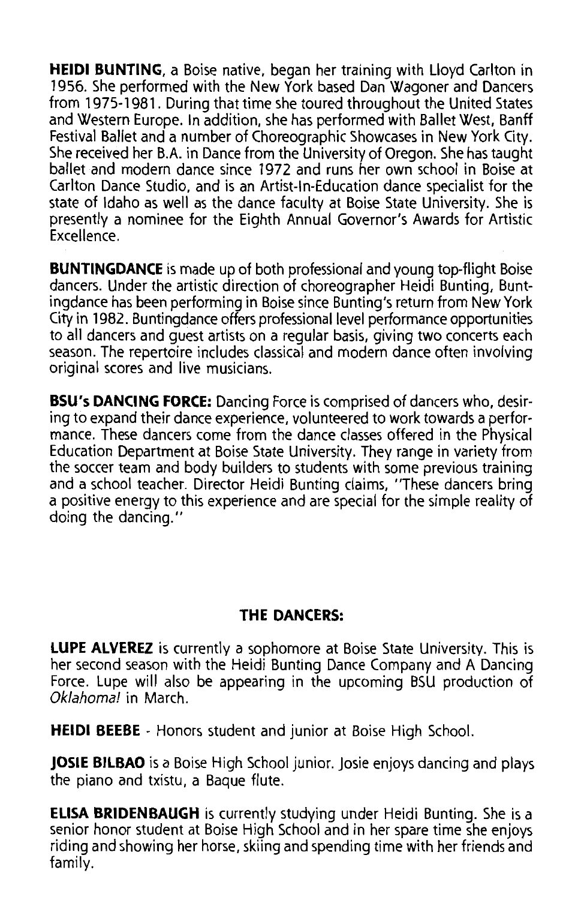**HEIDI BUNTING**, a Boise native, began her training with Lloyd Carlton in 1956. She performed with the New York based Dan Wagoner and Dancers from 1975-1981. During that time she toured throughout the United States and Western Europe. In addition, she has performed with Ballet West, Banff Festival Ballet and a number of Choreographic Showcases in New York City. She received her B.A. in Dance from the University of Oregon. She has taught ballet and modern dance since 1972 and runs her own school in Boise at Carlton Dance Studio, and is an Artist-In-Education dance specialist for the state of Idaho as well as the dance faculty at Boise State University. She is presently a nominee for the Eighth Annual Governor's Awards for Artistic Excellence.

**BUNTINGDANCE** is made up of both professional and young top-flight Boise dancers. Under the artistic direction of choreographer Heidi Bunting, Buntingdance has been performing in Boise since Bunting's return from New York City in 1982. Buntingdance offers professional level performance opportunities to all dancers and guest artists on a regular basis, giving two concerts each season. The repertoire includes classical and modern dance often involving original scores and live musicians.

**BSU's DANCING FORCE:** Dancing Force is comprised of dancers who, desiring to expand their dance experience, volunteered to work towards a performance. These dancers come from the dance classes offered in the Physical Education Department at Boise State University. They range in variety from the soccer team and body builders to students with some previous training and a school teacher. Director Heidi Bunting claims, "These dancers bring a positive energy to this experience and are special for the simple reality of doing the dancing."

## THE DANCERS:

**LUPE ALVEREZ** is currently a sophomore at Boise State University. This is her second season with the Heidi Bunting Dance Company and A Dancing Force. Lupe will also be appearing in the upcoming BSU production of *Oklahoma!* in March.

**HEIDI BEEBE** - Honors student and junior at Boise High School.

**JOSIE BILBAO** is a Boise High School junior. Josie enjoys dancing and plays the piano and txistu, a Baque flute.

**ELISA BRIDENBAUGH** is currently studying under Heidi Bunting. She is a senior honor student at Boise High School and in her spare time she enjoys riding and showing her horse, skiing and spending time with her friends and family.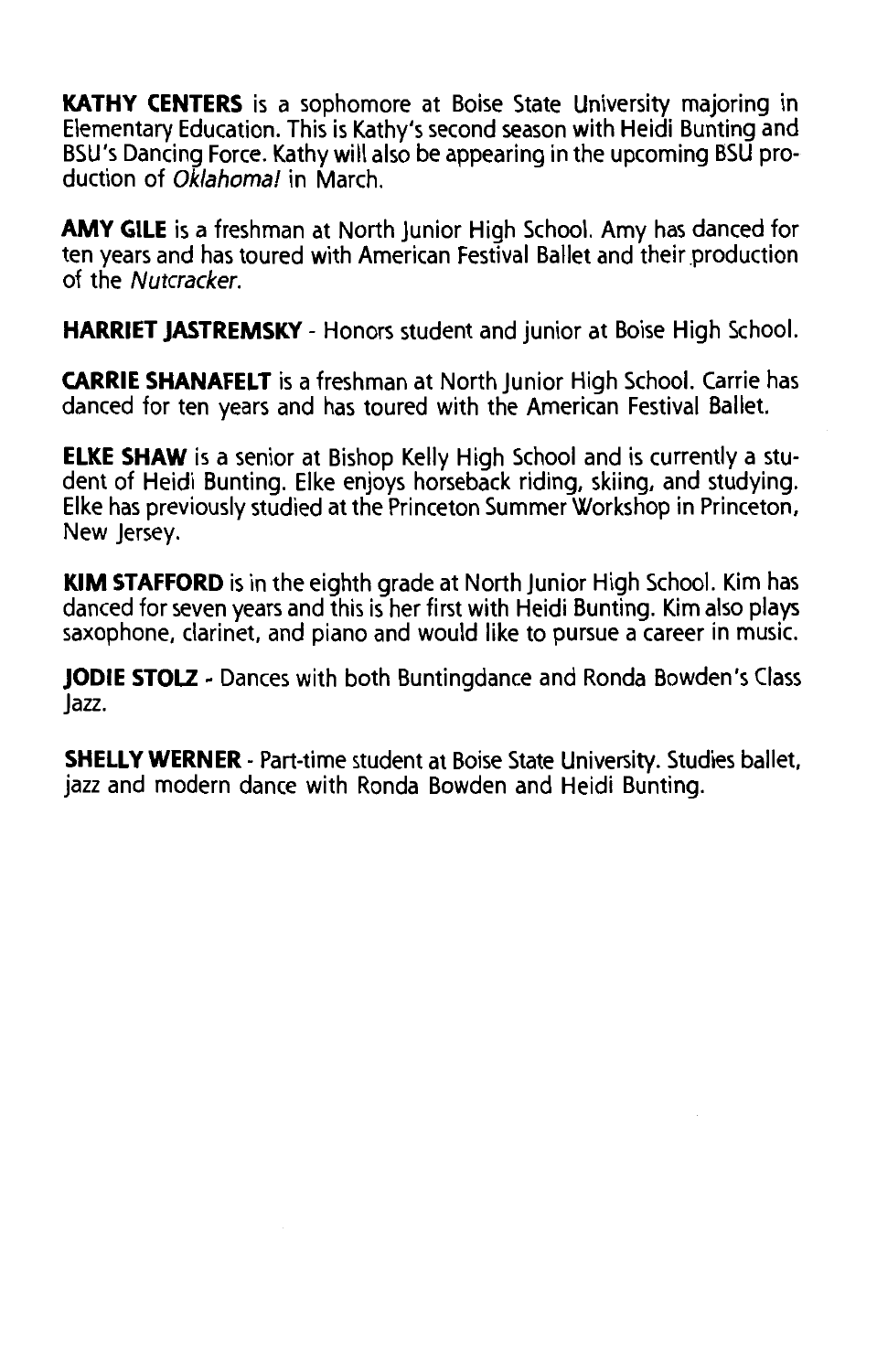**KATHY CENTERS** is a sophomore at Boise State University majoring in Elementary Education. This is Kathy's second season with Heidi Bunting and BSU's Dancing Force. Kathy will also be appearing in the upcoming BSU production of *Oklahoma!* in March.

**AMY GILE** is a freshman at North Junior High School. Amy has danced for ten years and has toured with American Festival Ballet and their production of the *Nutcracker*.

**HARRIET JASTREMSKY** - Honors student and junior at Boise High School.

**CARRIE SHANAFELT** is a freshman at North Junior High School. Carrie has danced for ten years and has toured with the American Festival Ballet.

**ELKE SHAW** is a senior at Bishop Kelly High School and is currently a student of Heidi Bunting. Elke enjoys horseback riding, skiing, and studying. Elke has previously studied at the Princeton Summer Workshop in Princeton, New Jersey.

**KIM STAFFORD** is in the eighth grade at North Junior High School. Kim has danced for seven years and this is her first with Heidi Bunting. Kim also plays saxophone, clarinet, and piano and would like to pursue a career in music.

**JODIE STOLZ** - Dances with both Buntingdance and Ronda Bowden's Class Jazz.

**SHELLY WERNER** - Part-time student at Boise State University. Studies ballet, jazz and modern dance with Ronda Bowden and Heidi Bunting.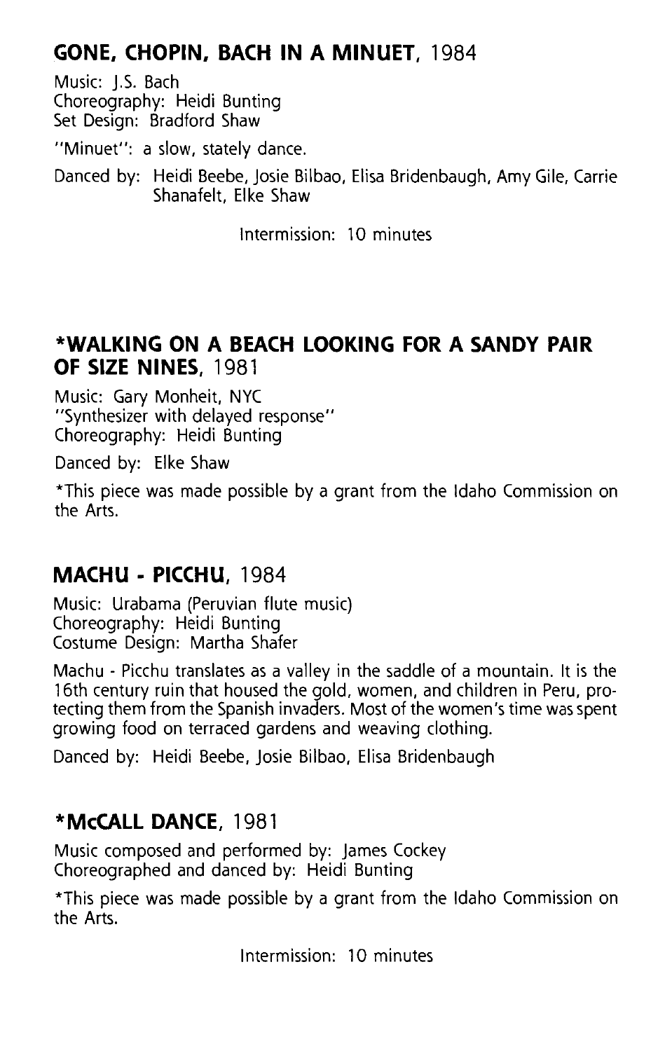## GONE, CHOPIN, BACH IN A MINUET, 1984

Music: J.S. Bach
Choreography: Heidi Bunting
Set Design: Bradford Shaw

"Minuet": a slow, stately dance.

Danced by: Heidi Beebe, Josie Bilbao, Elisa Bridenbaugh, Amy Gile, Carrie Shanafelt, Elke Shaw

Intermission: 10 minutes

## *WALKING ON A BEACH LOOKING FOR A SANDY PAIR OF SIZE NINES, 1981

Music: Gary Monheit, NYC
"Synthesizer with delayed response"
Choreography: Heidi Bunting

Danced by: Elke Shaw

*This piece was made possible by a grant from the Idaho Commission on the Arts.

## MACHU - PICCHU, 1984

Music: Urabama (Peruvian flute music)
Choreography: Heidi Bunting
Costume Design: Martha Shafer

Machu - Picchu translates as a valley in the saddle of a mountain. It is the 16th century ruin that housed the gold, women, and children in Peru, protecting them from the Spanish invaders. Most of the women's time was spent growing food on terraced gardens and weaving clothing.

Danced by: Heidi Beebe, Josie Bilbao, Elisa Bridenbaugh

## *McCALL DANCE, 1981

Music composed and performed by: James Cockey
Choreographed and danced by: Heidi Bunting

*This piece was made possible by a grant from the Idaho Commission on the Arts.

Intermission: 10 minutes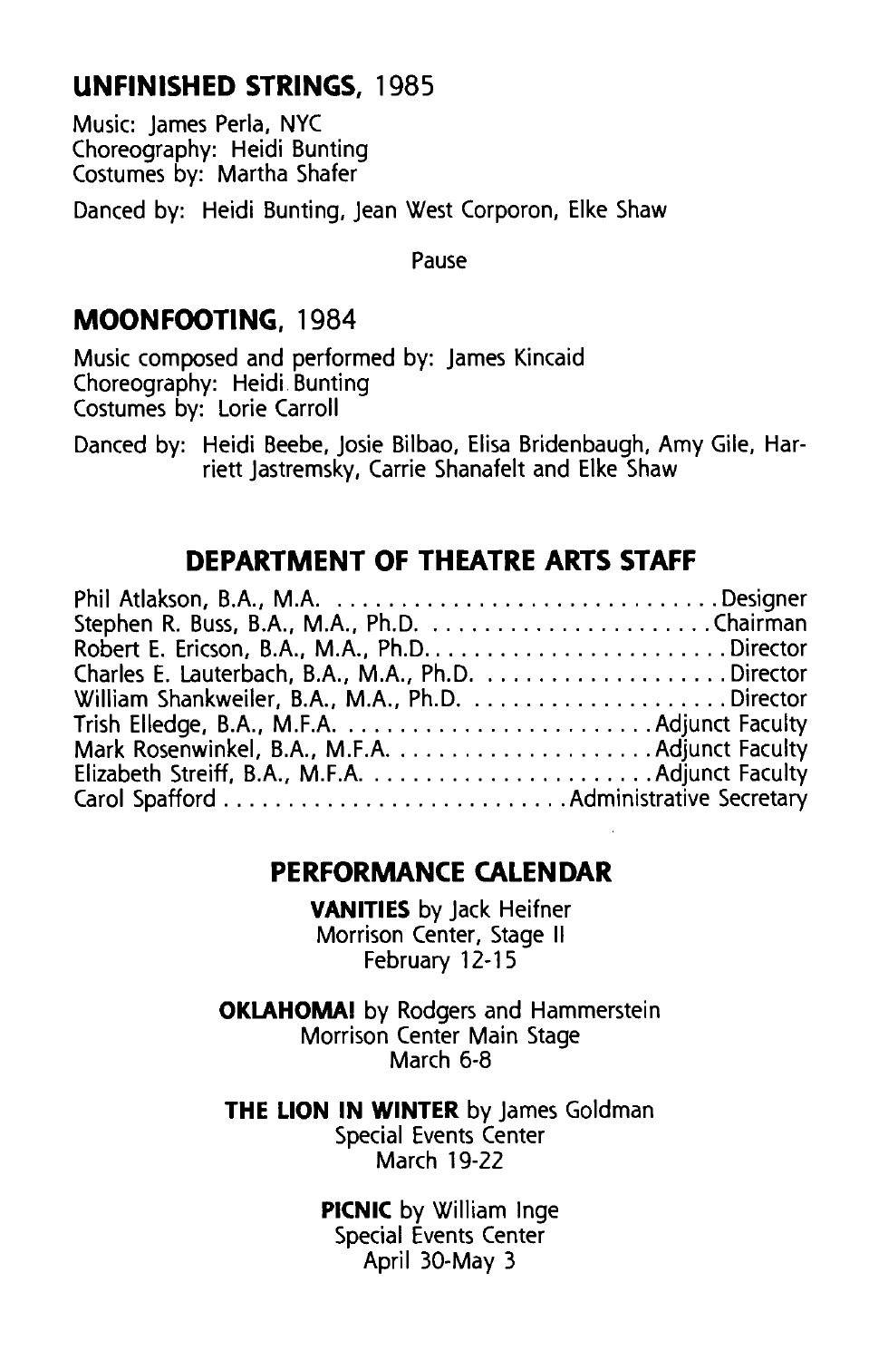## UNFINISHED STRINGS, 1985

Music: James Perla, NYC
Choreography: Heidi Bunting
Costumes by: Martha Shafer

Danced by: Heidi Bunting, Jean West Corporon, Elke Shaw

Pause

## MOONFOOTING, 1984

Music composed and performed by: James Kincaid
Choreography: Heidi Bunting
Costumes by: Lorie Carroll

Danced by: Heidi Beebe, Josie Bilbao, Elisa Bridenbaugh, Amy Gile, Harriett Jastremsky, Carrie Shanafelt and Elke Shaw

## DEPARTMENT OF THEATRE ARTS STAFF

Phil Atlakson, B.A., M.A. .............................. Designer
Stephen R. Buss, B.A., M.A., Ph.D. ...................... Chairman
Robert E. Ericson, B.A., M.A., Ph.D. ...................... Director
Charles E. Lauterbach, B.A., M.A., Ph.D. .................. Director
William Shankweiler, B.A., M.A., Ph.D. .................... Director
Trish Elledge, B.A., M.F.A. ........................ Adjunct Faculty
Mark Rosenwinkel, B.A., M.F.A. .................... Adjunct Faculty
Elizabeth Streiff, B.A., M.F.A. ..................... Adjunct Faculty
Carol Spafford ........................... Administrative Secretary

## PERFORMANCE CALENDAR

**VANITIES** by Jack Heifner
Morrison Center, Stage II
February 12-15

**OKLAHOMA!** by Rodgers and Hammerstein
Morrison Center Main Stage
March 6-8

**THE LION IN WINTER** by James Goldman
Special Events Center
March 19-22

**PICNIC** by William Inge
Special Events Center
April 30-May 3